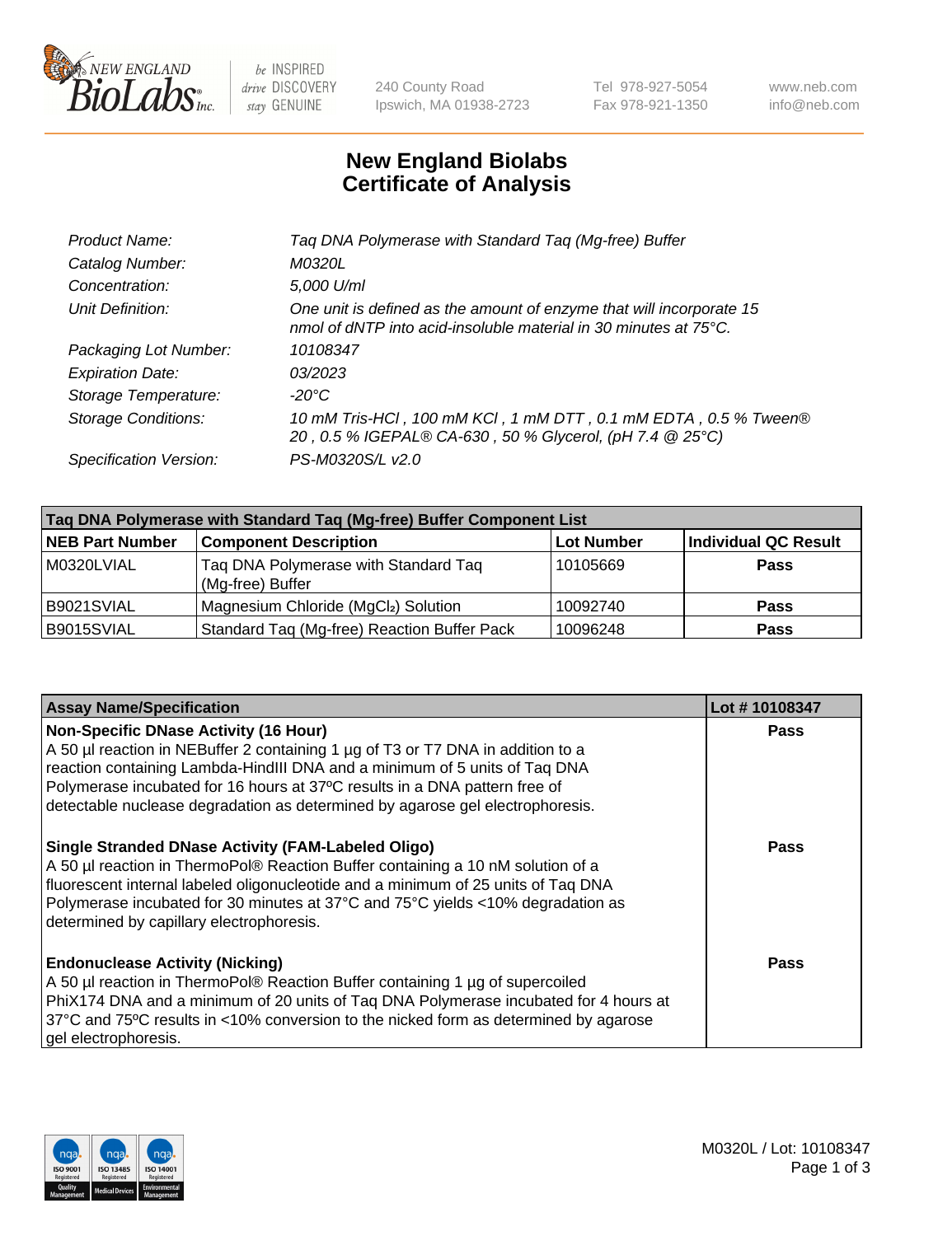NEW ENGLAND BioLabs Inc. — be INSPIRED drive DISCOVERY stay GENUINE

240 County Road
Ipswich, MA 01938-2723

Tel 978-927-5054
Fax 978-921-1350

www.neb.com
info@neb.com

# New England Biolabs
# Certificate of Analysis

| | |
|---|---|
| *Product Name:* | *Taq DNA Polymerase with Standard Taq (Mg-free) Buffer* |
| *Catalog Number:* | *M0320L* |
| *Concentration:* | *5,000 U/ml* |
| *Unit Definition:* | *One unit is defined as the amount of enzyme that will incorporate 15 nmol of dNTP into acid-insoluble material in 30 minutes at 75°C.* |
| *Packaging Lot Number:* | *10108347* |
| *Expiration Date:* | *03/2023* |
| *Storage Temperature:* | *-20°C* |
| *Storage Conditions:* | *10 mM Tris-HCl , 100 mM KCl , 1 mM DTT , 0.1 mM EDTA , 0.5 % Tween® 20 , 0.5 % IGEPAL® CA-630 , 50 % Glycerol, (pH 7.4 @ 25°C)* |
| *Specification Version:* | *PS-M0320S/L v2.0* |

| Taq DNA Polymerase with Standard Taq (Mg-free) Buffer Component List | | | |
|---|---|---|---|
| **NEB Part Number** | **Component Description** | **Lot Number** | **Individual QC Result** |
| M0320LVIAL | Taq DNA Polymerase with Standard Taq (Mg-free) Buffer | 10105669 | **Pass** |
| B9021SVIAL | Magnesium Chloride ($MgCl_2$) Solution | 10092740 | **Pass** |
| B9015SVIAL | Standard Taq (Mg-free) Reaction Buffer Pack | 10096248 | **Pass** |

| Assay Name/Specification | Lot # 10108347 |
|---|---|
| **Non-Specific DNase Activity (16 Hour)**<br>A 50 µl reaction in NEBuffer 2 containing 1 µg of T3 or T7 DNA in addition to a reaction containing Lambda-HindIII DNA and a minimum of 5 units of Taq DNA Polymerase incubated for 16 hours at 37ºC results in a DNA pattern free of detectable nuclease degradation as determined by agarose gel electrophoresis. | **Pass** |
| **Single Stranded DNase Activity (FAM-Labeled Oligo)**<br>A 50 µl reaction in ThermoPol® Reaction Buffer containing a 10 nM solution of a fluorescent internal labeled oligonucleotide and a minimum of 25 units of Taq DNA Polymerase incubated for 30 minutes at 37°C and 75°C yields <10% degradation as determined by capillary electrophoresis. | **Pass** |
| **Endonuclease Activity (Nicking)**<br>A 50 µl reaction in ThermoPol® Reaction Buffer containing 1 µg of supercoiled PhiX174 DNA and a minimum of 20 units of Taq DNA Polymerase incubated for 4 hours at 37°C and 75ºC results in <10% conversion to the nicked form as determined by agarose gel electrophoresis. | **Pass** |

M0320L / Lot: 10108347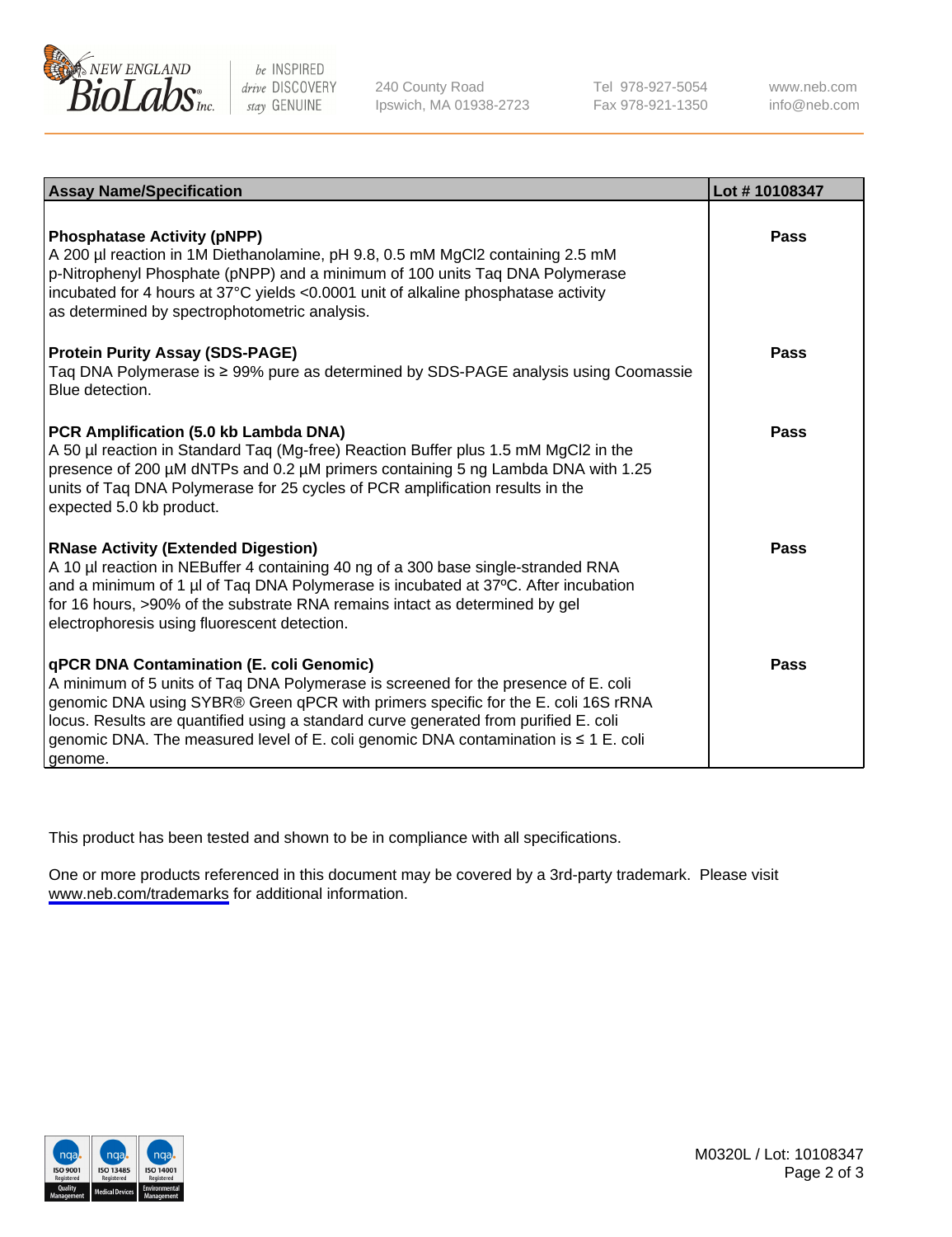| Assay Name/Specification | Lot # 10108347 |
| --- | --- |
| **Phosphatase Activity (pNPP)**<br>A 200 µl reaction in 1M Diethanolamine, pH 9.8, 0.5 mM $MgCl_2$ containing 2.5 mM p-Nitrophenyl Phosphate (pNPP) and a minimum of 100 units Taq DNA Polymerase incubated for 4 hours at 37°C yields <0.0001 unit of alkaline phosphatase activity as determined by spectrophotometric analysis. | **Pass** |
| **Protein Purity Assay (SDS-PAGE)**<br>Taq DNA Polymerase is ≥ 99% pure as determined by SDS-PAGE analysis using Coomassie Blue detection. | **Pass** |
| **PCR Amplification (5.0 kb Lambda DNA)**<br>A 50 µl reaction in Standard Taq (Mg-free) Reaction Buffer plus 1.5 mM $MgCl_2$ in the presence of 200 µM dNTPs and 0.2 µM primers containing 5 ng Lambda DNA with 1.25 units of Taq DNA Polymerase for 25 cycles of PCR amplification results in the expected 5.0 kb product. | **Pass** |
| **RNase Activity (Extended Digestion)**<br>A 10 µl reaction in NEBuffer 4 containing 40 ng of a 300 base single-stranded RNA and a minimum of 1 µl of Taq DNA Polymerase is incubated at 37ºC. After incubation for 16 hours, >90% of the substrate RNA remains intact as determined by gel electrophoresis using fluorescent detection. | **Pass** |
| **qPCR DNA Contamination (E. coli Genomic)**<br>A minimum of 5 units of Taq DNA Polymerase is screened for the presence of E. coli genomic DNA using SYBR® Green qPCR with primers specific for the E. coli 16S rRNA locus. Results are quantified using a standard curve generated from purified E. coli genomic DNA. The measured level of E. coli genomic DNA contamination is ≤ 1 E. coli genome. | **Pass** |

This product has been tested and shown to be in compliance with all specifications.

One or more products referenced in this document may be covered by a 3rd-party trademark. Please visit www.neb.com/trademarks for additional information.

M0320L / Lot: 10108347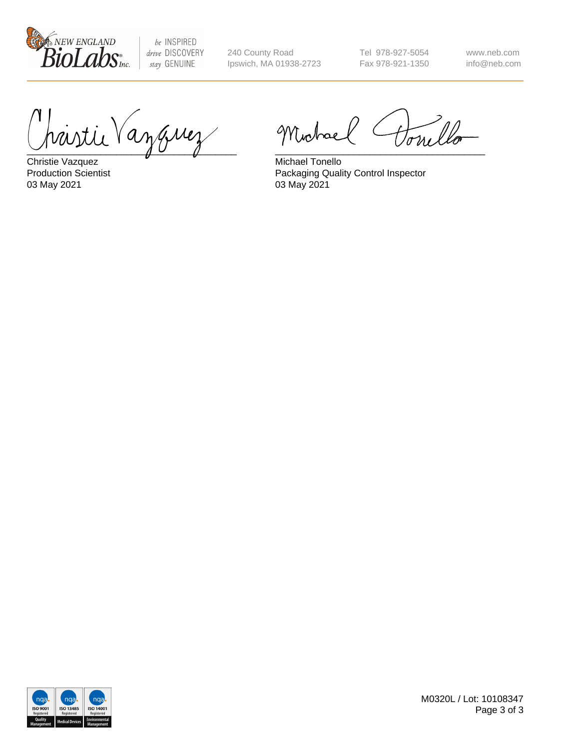Christie Vazquez
Production Scientist
03 May 2021

Michael Tonello
Packaging Quality Control Inspector
03 May 2021

M0320L / Lot: 10108347